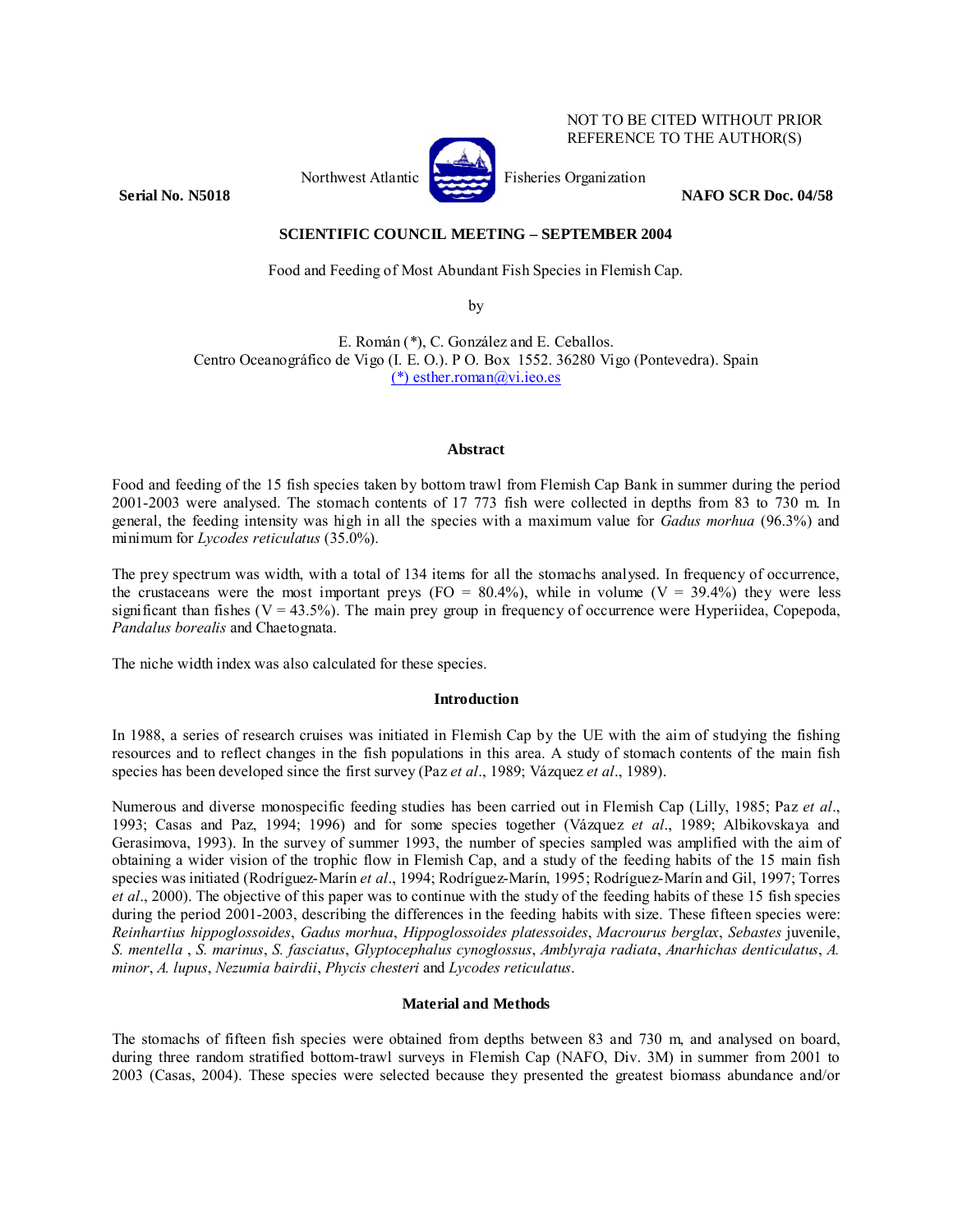NOT TO BE CITED WITHOUT PRIOR
REFERENCE TO THE AUTHOR(S)

Northwest Atlantic Fisheries Organization

**Serial No. N5018** **NAFO SCR Doc. 04/58**

**SCIENTIFIC COUNCIL MEETING – SEPTEMBER 2004**

Food and Feeding of Most Abundant Fish Species in Flemish Cap.

by

E. Román (*), C. González and E. Ceballos.
Centro Oceanográfico de Vigo (I. E. O.). P O. Box 1552. 36280 Vigo (Pontevedra). Spain
(*) esther.roman@vi.ieo.es

## Abstract

Food and feeding of the 15 fish species taken by bottom trawl from Flemish Cap Bank in summer during the period 2001-2003 were analysed. The stomach contents of 17 773 fish were collected in depths from 83 to 730 m. In general, the feeding intensity was high in all the species with a maximum value for *Gadus morhua* (96.3%) and minimum for *Lycodes reticulatus* (35.0%).

The prey spectrum was width, with a total of 134 items for all the stomachs analysed. In frequency of occurrence, the crustaceans were the most important preys (FO = 80.4%), while in volume (V = 39.4%) they were less significant than fishes (V = 43.5%). The main prey group in frequency of occurrence were Hyperiidea, Copepoda, *Pandalus borealis* and Chaetognata.

The niche width index was also calculated for these species.

## Introduction

In 1988, a series of research cruises was initiated in Flemish Cap by the UE with the aim of studying the fishing resources and to reflect changes in the fish populations in this area. A study of stomach contents of the main fish species has been developed since the first survey (Paz *et al*., 1989; Vázquez *et al*., 1989).

Numerous and diverse monospecific feeding studies has been carried out in Flemish Cap (Lilly, 1985; Paz *et al*., 1993; Casas and Paz, 1994; 1996) and for some species together (Vázquez *et al*., 1989; Albikovskaya and Gerasimova, 1993). In the survey of summer 1993, the number of species sampled was amplified with the aim of obtaining a wider vision of the trophic flow in Flemish Cap, and a study of the feeding habits of the 15 main fish species was initiated (Rodríguez-Marín *et al*., 1994; Rodríguez-Marín, 1995; Rodríguez-Marín and Gil, 1997; Torres *et al*., 2000). The objective of this paper was to continue with the study of the feeding habits of these 15 fish species during the period 2001-2003, describing the differences in the feeding habits with size. These fifteen species were: *Reinhartius hippoglossoides*, *Gadus morhua*, *Hippoglossoides platessoides*, *Macrourus berglax*, *Sebastes* juvenile, *S. mentella* , *S. marinus*, *S. fasciatus*, *Glyptocephalus cynoglossus*, *Amblyraja radiata*, *Anarhichas denticulatus*, *A. minor*, *A. lupus*, *Nezumia bairdii*, *Phycis chesteri* and *Lycodes reticulatus*.

## Material and Methods

The stomachs of fifteen fish species were obtained from depths between 83 and 730 m, and analysed on board, during three random stratified bottom-trawl surveys in Flemish Cap (NAFO, Div. 3M) in summer from 2001 to 2003 (Casas, 2004). These species were selected because they presented the greatest biomass abundance and/or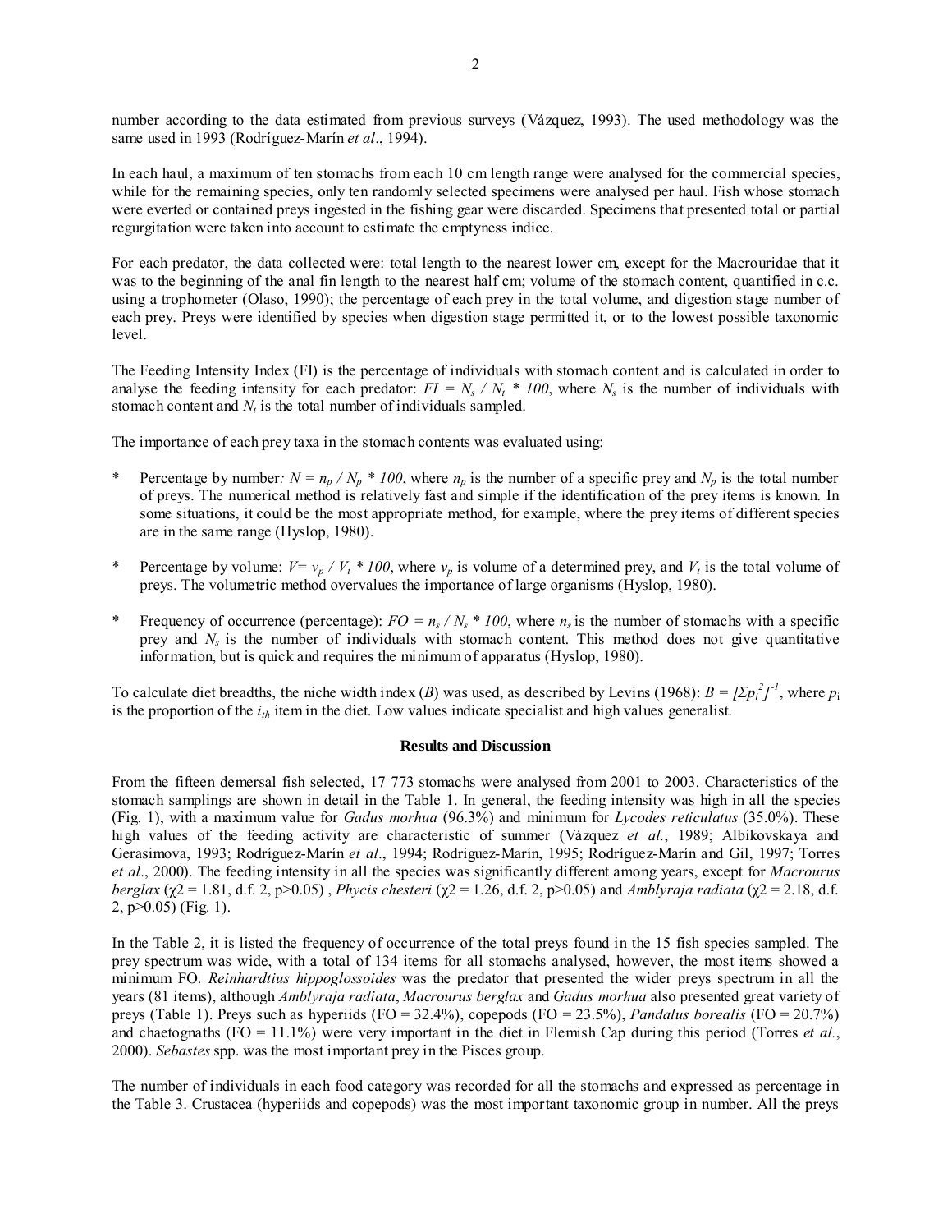number according to the data estimated from previous surveys (Vázquez, 1993). The used methodology was the same used in 1993 (Rodríguez-Marín *et al*., 1994).

In each haul, a maximum of ten stomachs from each 10 cm length range were analysed for the commercial species, while for the remaining species, only ten randomly selected specimens were analysed per haul. Fish whose stomach were everted or contained preys ingested in the fishing gear were discarded. Specimens that presented total or partial regurgitation were taken into account to estimate the emptyness indice.

For each predator, the data collected were: total length to the nearest lower cm, except for the Macrouridae that it was to the beginning of the anal fin length to the nearest half cm; volume of the stomach content, quantified in c.c. using a trophometer (Olaso, 1990); the percentage of each prey in the total volume, and digestion stage number of each prey. Preys were identified by species when digestion stage permitted it, or to the lowest possible taxonomic level.

The Feeding Intensity Index (FI) is the percentage of individuals with stomach content and is calculated in order to analyse the feeding intensity for each predator: $FI = N_s / N_t * 100$, where $N_s$ is the number of individuals with stomach content and $N_t$ is the total number of individuals sampled.

The importance of each prey taxa in the stomach contents was evaluated using:

* Percentage by number: $N = n_p / N_p * 100$, where $n_p$ is the number of a specific prey and $N_p$ is the total number of preys. The numerical method is relatively fast and simple if the identification of the prey items is known. In some situations, it could be the most appropriate method, for example, where the prey items of different species are in the same range (Hyslop, 1980).

* Percentage by volume: $V = v_p / V_t * 100$, where $v_p$ is volume of a determined prey, and $V_t$ is the total volume of preys. The volumetric method overvalues the importance of large organisms (Hyslop, 1980).

* Frequency of occurrence (percentage): $FO = n_s / N_s * 100$, where $n_s$ is the number of stomachs with a specific prey and $N_s$ is the number of individuals with stomach content. This method does not give quantitative information, but is quick and requires the minimum of apparatus (Hyslop, 1980).

To calculate diet breadths, the niche width index (*B*) was used, as described by Levins (1968): $B = [\Sigma p_i^2]^{-1}$, where $p_i$ is the proportion of the $i_{th}$ item in the diet. Low values indicate specialist and high values generalist.

### Results and Discussion

From the fifteen demersal fish selected, 17 773 stomachs were analysed from 2001 to 2003. Characteristics of the stomach samplings are shown in detail in the Table 1. In general, the feeding intensity was high in all the species (Fig. 1), with a maximum value for *Gadus morhua* (96.3%) and minimum for *Lycodes reticulatus* (35.0%). These high values of the feeding activity are characteristic of summer (Vázquez *et al*., 1989; Albikovskaya and Gerasimova, 1993; Rodríguez-Marín *et al*., 1994; Rodríguez-Marín, 1995; Rodríguez-Marín and Gil, 1997; Torres *et al*., 2000). The feeding intensity in all the species was significantly different among years, except for *Macrourus berglax* ($\chi 2 = 1.81$, d.f. 2, $p>0.05$) , *Phycis chesteri* ($\chi 2 = 1.26$, d.f. 2, $p>0.05$) and *Amblyraja radiata* ($\chi 2 = 2.18$, d.f. 2, $p>0.05$) (Fig. 1).

In the Table 2, it is listed the frequency of occurrence of the total preys found in the 15 fish species sampled. The prey spectrum was wide, with a total of 134 items for all stomachs analysed, however, the most items showed a minimum FO. *Reinhardtius hippoglossoides* was the predator that presented the wider preys spectrum in all the years (81 items), although *Amblyraja radiata*, *Macrourus berglax* and *Gadus morhua* also presented great variety of preys (Table 1). Preys such as hyperiids (FO = 32.4%), copepods (FO = 23.5%), *Pandalus borealis* (FO = 20.7%) and chaetognaths (FO = 11.1%) were very important in the diet in Flemish Cap during this period (Torres *et al.*, 2000). *Sebastes* spp. was the most important prey in the Pisces group.

The number of individuals in each food category was recorded for all the stomachs and expressed as percentage in the Table 3. Crustacea (hyperiids and copepods) was the most important taxonomic group in number. All the preys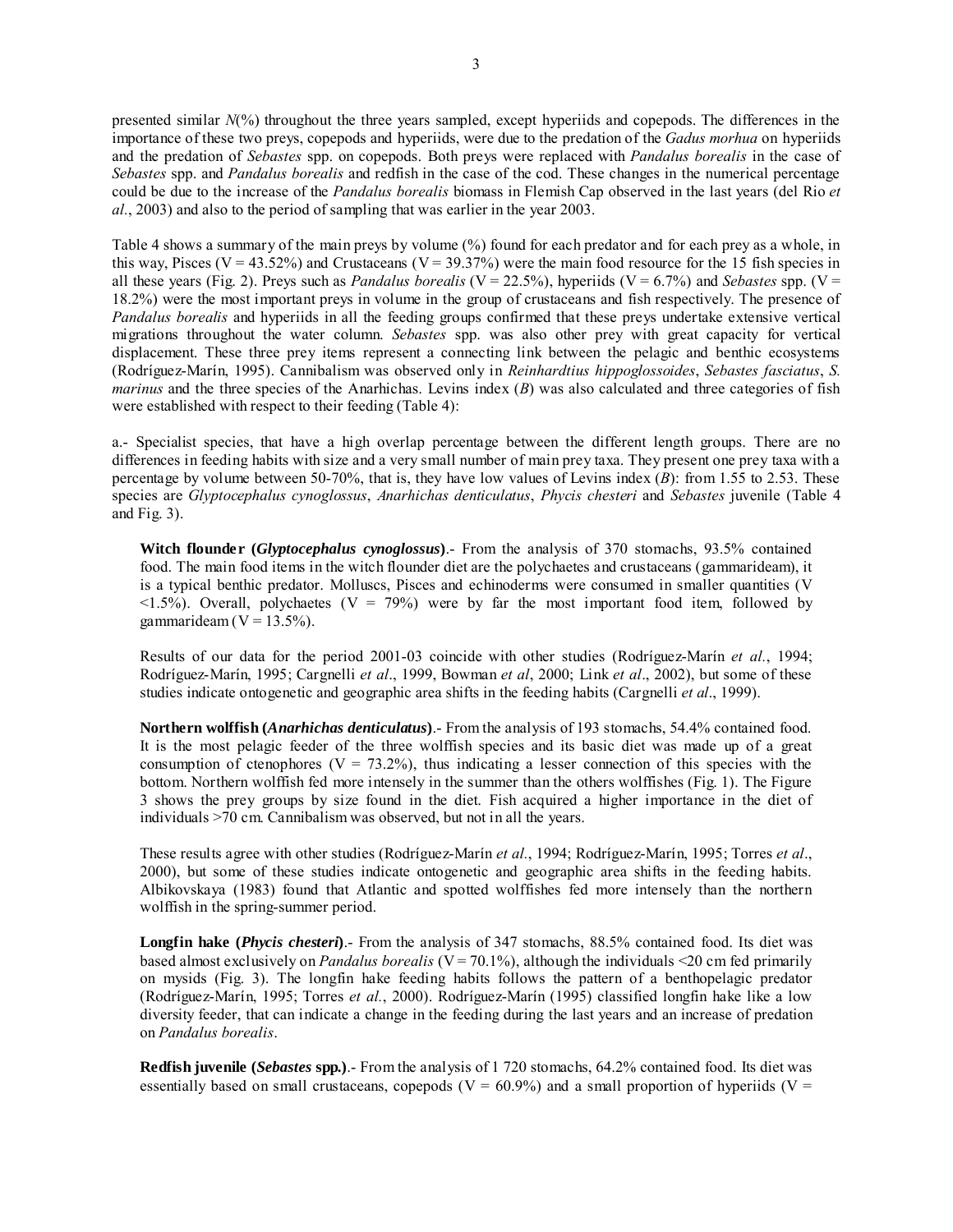presented similar *N*(%) throughout the three years sampled, except hyperiids and copepods. The differences in the importance of these two preys, copepods and hyperiids, were due to the predation of the *Gadus morhua* on hyperiids and the predation of *Sebastes* spp. on copepods. Both preys were replaced with *Pandalus borealis* in the case of *Sebastes* spp. and *Pandalus borealis* and redfish in the case of the cod. These changes in the numerical percentage could be due to the increase of the *Pandalus borealis* biomass in Flemish Cap observed in the last years (del Rio *et al.*, 2003) and also to the period of sampling that was earlier in the year 2003.

Table 4 shows a summary of the main preys by volume (%) found for each predator and for each prey as a whole, in this way, Pisces (V = 43.52%) and Crustaceans (V = 39.37%) were the main food resource for the 15 fish species in all these years (Fig. 2). Preys such as *Pandalus borealis* (V = 22.5%), hyperiids (V = 6.7%) and *Sebastes* spp. (V = 18.2%) were the most important preys in volume in the group of crustaceans and fish respectively. The presence of *Pandalus borealis* and hyperiids in all the feeding groups confirmed that these preys undertake extensive vertical migrations throughout the water column. *Sebastes* spp. was also other prey with great capacity for vertical displacement. These three prey items represent a connecting link between the pelagic and benthic ecosystems (Rodríguez-Marín, 1995). Cannibalism was observed only in *Reinhardtius hippoglossoides*, *Sebastes fasciatus*, *S. marinus* and the three species of the Anarhichas. Levins index (*B*) was also calculated and three categories of fish were established with respect to their feeding (Table 4):

a.- Specialist species, that have a high overlap percentage between the different length groups. There are no differences in feeding habits with size and a very small number of main prey taxa. They present one prey taxa with a percentage by volume between 50-70%, that is, they have low values of Levins index (*B*): from 1.55 to 2.53. These species are *Glyptocephalus cynoglossus*, *Anarhichas denticulatus*, *Phycis chesteri* and *Sebastes* juvenile (Table 4 and Fig. 3).

**Witch flounder (*Glyptocephalus cynoglossus*)**.- From the analysis of 370 stomachs, 93.5% contained food. The main food items in the witch flounder diet are the polychaetes and crustaceans (gammarideam), it is a typical benthic predator. Molluscs, Pisces and echinoderms were consumed in smaller quantities (V <1.5%). Overall, polychaetes (V = 79%) were by far the most important food item, followed by gammarideam (V = 13.5%).

Results of our data for the period 2001-03 coincide with other studies (Rodríguez-Marín *et al.*, 1994; Rodríguez-Marín, 1995; Cargnelli *et al*., 1999, Bowman *et al*, 2000; Link *et al*., 2002), but some of these studies indicate ontogenetic and geographic area shifts in the feeding habits (Cargnelli *et al*., 1999).

**Northern wolffish (*Anarhichas denticulatus*)**.- From the analysis of 193 stomachs, 54.4% contained food. It is the most pelagic feeder of the three wolffish species and its basic diet was made up of a great consumption of ctenophores (V = 73.2%), thus indicating a lesser connection of this species with the bottom. Northern wolffish fed more intensely in the summer than the others wolffishes (Fig. 1). The Figure 3 shows the prey groups by size found in the diet. Fish acquired a higher importance in the diet of individuals >70 cm. Cannibalism was observed, but not in all the years.

These results agree with other studies (Rodríguez-Marín *et al.*, 1994; Rodríguez-Marín, 1995; Torres *et al*., 2000), but some of these studies indicate ontogenetic and geographic area shifts in the feeding habits. Albikovskaya (1983) found that Atlantic and spotted wolffishes fed more intensely than the northern wolffish in the spring-summer period.

**Longfin hake (*Phycis chesteri*)**.- From the analysis of 347 stomachs, 88.5% contained food. Its diet was based almost exclusively on *Pandalus borealis* (V = 70.1%), although the individuals <20 cm fed primarily on mysids (Fig. 3). The longfin hake feeding habits follows the pattern of a benthopelagic predator (Rodríguez-Marín, 1995; Torres *et al.*, 2000). Rodríguez-Marín (1995) classified longfin hake like a low diversity feeder, that can indicate a change in the feeding during the last years and an increase of predation on *Pandalus borealis*.

**Redfish juvenile (*Sebastes* spp.)**.- From the analysis of 1 720 stomachs, 64.2% contained food. Its diet was essentially based on small crustaceans, copepods (V = 60.9%) and a small proportion of hyperiids (V =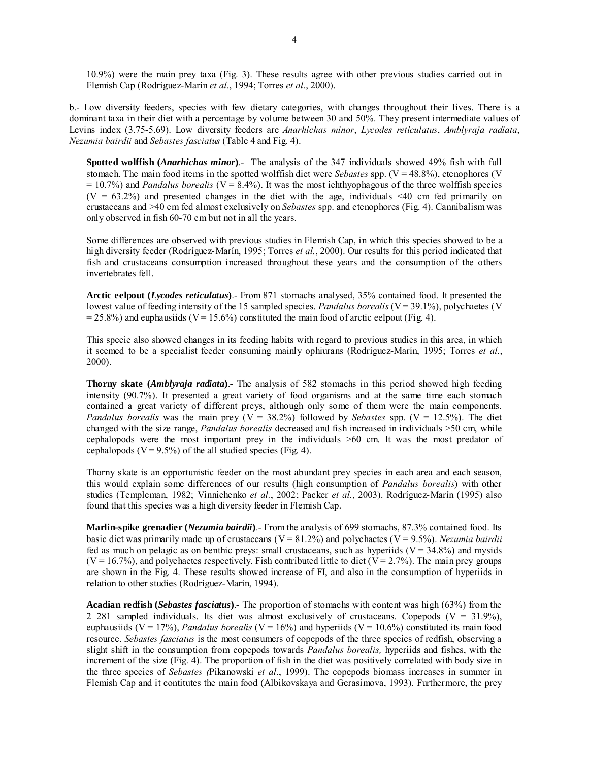10.9%) were the main prey taxa (Fig. 3). These results agree with other previous studies carried out in Flemish Cap (Rodríguez-Marín *et al.*, 1994; Torres *et al*., 2000).

b.- Low diversity feeders, species with few dietary categories, with changes throughout their lives. There is a dominant taxa in their diet with a percentage by volume between 30 and 50%. They present intermediate values of Levins index (3.75-5.69). Low diversity feeders are *Anarhichas minor*, *Lycodes reticulatus*, *Amblyraja radiata*, *Nezumia bairdii* and *Sebastes fasciatus* (Table 4 and Fig. 4).

**Spotted wolffish (*Anarhichas minor*)**.- The analysis of the 347 individuals showed 49% fish with full stomach. The main food items in the spotted wolffish diet were *Sebastes* spp. (V = 48.8%), ctenophores (V = 10.7%) and *Pandalus borealis* (V = 8.4%). It was the most ichthyophagous of the three wolffish species (V = 63.2%) and presented changes in the diet with the age, individuals <40 cm fed primarily on crustaceans and >40 cm fed almost exclusively on *Sebastes* spp. and ctenophores (Fig. 4). Cannibalism was only observed in fish 60-70 cm but not in all the years.

Some differences are observed with previous studies in Flemish Cap, in which this species showed to be a high diversity feeder (Rodríguez-Marín, 1995; Torres *et al.*, 2000). Our results for this period indicated that fish and crustaceans consumption increased throughout these years and the consumption of the others invertebrates fell.

**Arctic eelpout (*Lycodes reticulatus*)**.- From 871 stomachs analysed, 35% contained food. It presented the lowest value of feeding intensity of the 15 sampled species. *Pandalus borealis* (V = 39.1%), polychaetes (V = 25.8%) and euphausiids (V = 15.6%) constituted the main food of arctic eelpout (Fig. 4).

This specie also showed changes in its feeding habits with regard to previous studies in this area, in which it seemed to be a specialist feeder consuming mainly ophiurans (Rodríguez-Marín, 1995; Torres *et al.*, 2000).

**Thorny skate (*Amblyraja radiata*)**.- The analysis of 582 stomachs in this period showed high feeding intensity (90.7%). It presented a great variety of food organisms and at the same time each stomach contained a great variety of different preys, although only some of them were the main components. *Pandalus borealis* was the main prey (V = 38.2%) followed by *Sebastes* spp. (V = 12.5%). The diet changed with the size range, *Pandalus borealis* decreased and fish increased in individuals >50 cm, while cephalopods were the most important prey in the individuals >60 cm. It was the most predator of cephalopods (V = 9.5%) of the all studied species (Fig. 4).

Thorny skate is an opportunistic feeder on the most abundant prey species in each area and each season, this would explain some differences of our results (high consumption of *Pandalus borealis*) with other studies (Templeman, 1982; Vinnichenko *et al.*, 2002; Packer *et al.*, 2003). Rodríguez-Marín (1995) also found that this species was a high diversity feeder in Flemish Cap.

**Marlin-spike grenadier (*Nezumia bairdii*)**.- From the analysis of 699 stomachs, 87.3% contained food. Its basic diet was primarily made up of crustaceans (V = 81.2%) and polychaetes (V = 9.5%). *Nezumia bairdii* fed as much on pelagic as on benthic preys: small crustaceans, such as hyperiids (V = 34.8%) and mysids (V = 16.7%), and polychaetes respectively. Fish contributed little to diet (V = 2.7%). The main prey groups are shown in the Fig. 4. These results showed increase of FI, and also in the consumption of hyperiids in relation to other studies (Rodríguez-Marín, 1994).

**Acadian redfish (*Sebastes fasciatus*)**.- The proportion of stomachs with content was high (63%) from the 2 281 sampled individuals. Its diet was almost exclusively of crustaceans. Copepods (V = 31.9%), euphausiids (V = 17%), *Pandalus borealis* (V = 16%) and hyperiids (V = 10.6%) constituted its main food resource. *Sebastes fasciatus* is the most consumers of copepods of the three species of redfish, observing a slight shift in the consumption from copepods towards *Pandalus borealis,* hyperiids and fishes, with the increment of the size (Fig. 4). The proportion of fish in the diet was positively correlated with body size in the three species of *Sebastes (*Pikanowski *et al*., 1999). The copepods biomass increases in summer in Flemish Cap and it contitutes the main food (Albikovskaya and Gerasimova, 1993). Furthermore, the prey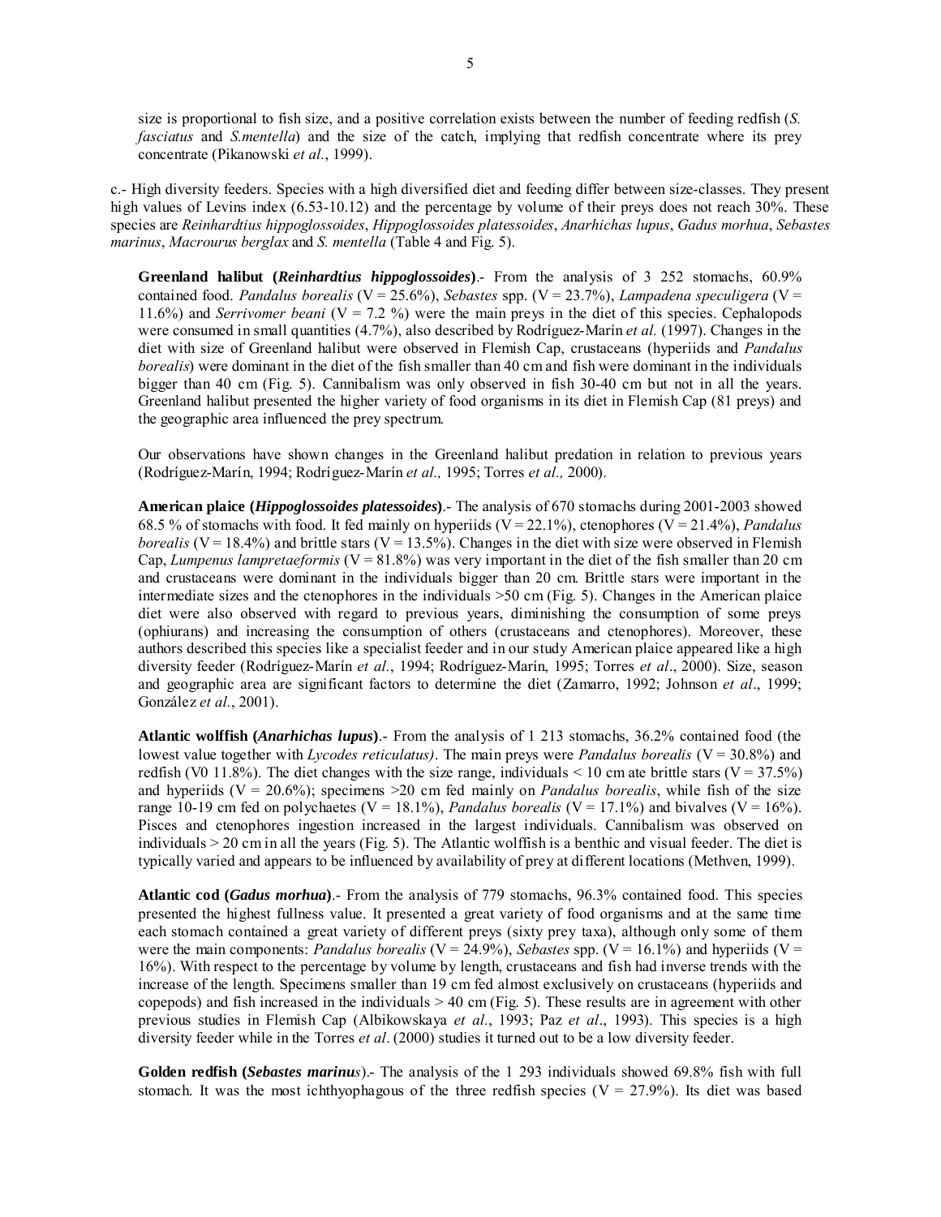size is proportional to fish size, and a positive correlation exists between the number of feeding redfish (*S. fasciatus* and *S.mentella*) and the size of the catch, implying that redfish concentrate where its prey concentrate (Pikanowski *et al.*, 1999).

c.- High diversity feeders. Species with a high diversified diet and feeding differ between size-classes. They present high values of Levins index (6.53-10.12) and the percentage by volume of their preys does not reach 30%. These species are *Reinhardtius hippoglossoides*, *Hippoglossoides platessoides*, *Anarhichas lupus*, *Gadus morhua*, *Sebastes marinus*, *Macrourus berglax* and *S. mentella* (Table 4 and Fig. 5).

**Greenland halibut (*Reinhardtius hippoglossoides*)**.- From the analysis of 3 252 stomachs, 60.9% contained food. *Pandalus borealis* (V = 25.6%), *Sebastes* spp. (V = 23.7%), *Lampadena speculigera* (V = 11.6%) and *Serrivomer beani* (V = 7.2 %) were the main preys in the diet of this species. Cephalopods were consumed in small quantities (4.7%), also described by Rodríguez-Marín *et al.* (1997). Changes in the diet with size of Greenland halibut were observed in Flemish Cap, crustaceans (hyperiids and *Pandalus borealis*) were dominant in the diet of the fish smaller than 40 cm and fish were dominant in the individuals bigger than 40 cm (Fig. 5). Cannibalism was only observed in fish 30-40 cm but not in all the years. Greenland halibut presented the higher variety of food organisms in its diet in Flemish Cap (81 preys) and the geographic area influenced the prey spectrum.

Our observations have shown changes in the Greenland halibut predation in relation to previous years (Rodríguez-Marín, 1994; Rodríguez-Marín *et al.,* 1995; Torres *et al.,* 2000).

**American plaice (*Hippoglossoides platessoides*)**.- The analysis of 670 stomachs during 2001-2003 showed 68.5 % of stomachs with food. It fed mainly on hyperiids (V = 22.1%), ctenophores (V = 21.4%), *Pandalus borealis* (V = 18.4%) and brittle stars (V = 13.5%). Changes in the diet with size were observed in Flemish Cap, *Lumpenus lampretaeformis* (V = 81.8%) was very important in the diet of the fish smaller than 20 cm and crustaceans were dominant in the individuals bigger than 20 cm. Brittle stars were important in the intermediate sizes and the ctenophores in the individuals >50 cm (Fig. 5). Changes in the American plaice diet were also observed with regard to previous years, diminishing the consumption of some preys (ophiurans) and increasing the consumption of others (crustaceans and ctenophores). Moreover, these authors described this species like a specialist feeder and in our study American plaice appeared like a high diversity feeder (Rodríguez-Marín *et al.*, 1994; Rodríguez-Marín, 1995; Torres *et al*., 2000). Size, season and geographic area are significant factors to determine the diet (Zamarro, 1992; Johnson *et al*., 1999; González *et al.*, 2001).

**Atlantic wolffish (*Anarhichas lupus*)**.- From the analysis of 1 213 stomachs, 36.2% contained food (the lowest value together with *Lycodes reticulatus)*. The main preys were *Pandalus borealis* (V = 30.8%) and redfish (V0 11.8%). The diet changes with the size range, individuals < 10 cm ate brittle stars (V = 37.5%) and hyperiids (V = 20.6%); specimens >20 cm fed mainly on *Pandalus borealis*, while fish of the size range 10-19 cm fed on polychaetes (V = 18.1%), *Pandalus borealis* (V = 17.1%) and bivalves (V = 16%). Pisces and ctenophores ingestion increased in the largest individuals. Cannibalism was observed on individuals > 20 cm in all the years (Fig. 5). The Atlantic wolffish is a benthic and visual feeder. The diet is typically varied and appears to be influenced by availability of prey at different locations (Methven, 1999).

**Atlantic cod (*Gadus morhua*)**.- From the analysis of 779 stomachs, 96.3% contained food. This species presented the highest fullness value. It presented a great variety of food organisms and at the same time each stomach contained a great variety of different preys (sixty prey taxa), although only some of them were the main components: *Pandalus borealis* (V = 24.9%), *Sebastes* spp. (V = 16.1%) and hyperiids (V = 16%). With respect to the percentage by volume by length, crustaceans and fish had inverse trends with the increase of the length. Specimens smaller than 19 cm fed almost exclusively on crustaceans (hyperiids and copepods) and fish increased in the individuals > 40 cm (Fig. 5). These results are in agreement with other previous studies in Flemish Cap (Albikowskaya *et al.*, 1993; Paz *et al*., 1993). This species is a high diversity feeder while in the Torres *et al*. (2000) studies it turned out to be a low diversity feeder.

**Golden redfish (*Sebastes marinus*)**.- The analysis of the 1 293 individuals showed 69.8% fish with full stomach. It was the most ichthyophagous of the three redfish species (V = 27.9%). Its diet was based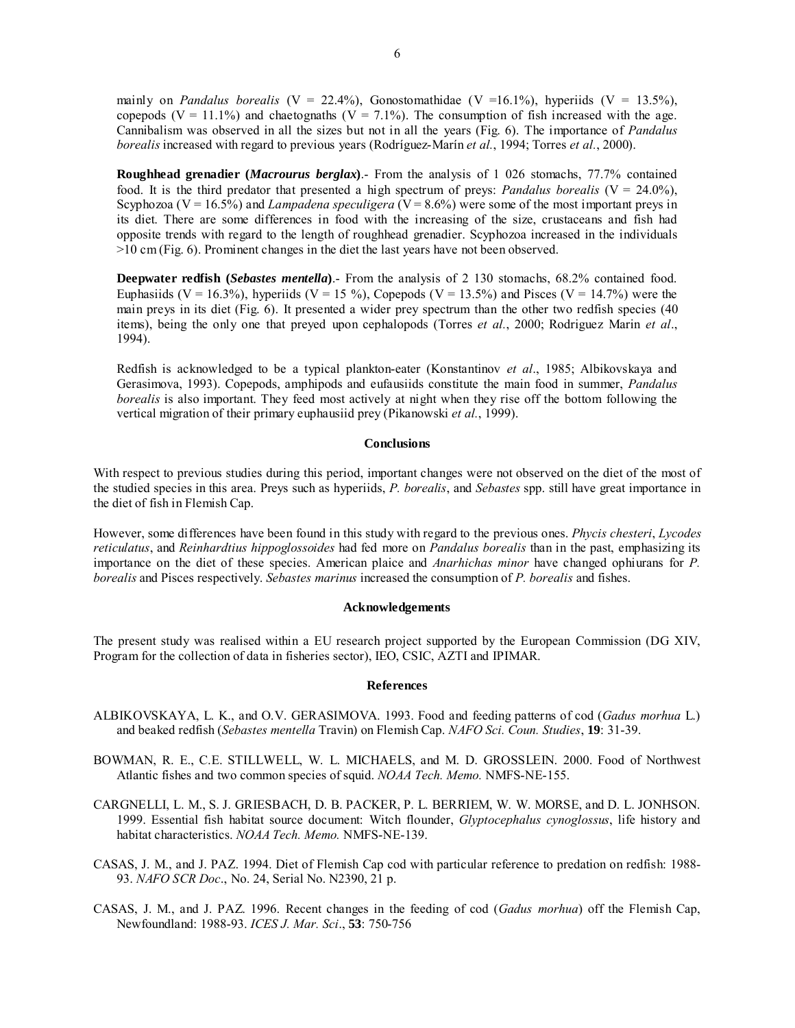mainly on *Pandalus borealis* (V = 22.4%), Gonostomathidae (V =16.1%), hyperiids (V = 13.5%), copepods (V = 11.1%) and chaetognaths (V = 7.1%). The consumption of fish increased with the age. Cannibalism was observed in all the sizes but not in all the years (Fig. 6). The importance of *Pandalus borealis* increased with regard to previous years (Rodríguez-Marín *et al.*, 1994; Torres *et al.*, 2000).

**Roughhead grenadier (*Macrourus berglax*)**.- From the analysis of 1 026 stomachs, 77.7% contained food. It is the third predator that presented a high spectrum of preys: *Pandalus borealis* (V = 24.0%), Scyphozoa (V = 16.5%) and *Lampadena speculigera* (V = 8.6%) were some of the most important preys in its diet. There are some differences in food with the increasing of the size, crustaceans and fish had opposite trends with regard to the length of roughhead grenadier. Scyphozoa increased in the individuals >10 cm (Fig. 6). Prominent changes in the diet the last years have not been observed.

**Deepwater redfish (*Sebastes mentella*)**.- From the analysis of 2 130 stomachs, 68.2% contained food. Euphasiids (V = 16.3%), hyperiids (V = 15 %), Copepods (V = 13.5%) and Pisces (V = 14.7%) were the main preys in its diet (Fig. 6). It presented a wider prey spectrum than the other two redfish species (40 items), being the only one that preyed upon cephalopods (Torres *et al.*, 2000; Rodriguez Marin *et al*., 1994).

Redfish is acknowledged to be a typical plankton-eater (Konstantinov *et al*., 1985; Albikovskaya and Gerasimova, 1993). Copepods, amphipods and eufausiids constitute the main food in summer, *Pandalus borealis* is also important. They feed most actively at night when they rise off the bottom following the vertical migration of their primary euphausiid prey (Pikanowski *et al.*, 1999).

## Conclusions

With respect to previous studies during this period, important changes were not observed on the diet of the most of the studied species in this area. Preys such as hyperiids, *P. borealis*, and *Sebastes* spp. still have great importance in the diet of fish in Flemish Cap.

However, some differences have been found in this study with regard to the previous ones. *Phycis chesteri*, *Lycodes reticulatus*, and *Reinhardtius hippoglossoides* had fed more on *Pandalus borealis* than in the past, emphasizing its importance on the diet of these species. American plaice and *Anarhichas minor* have changed ophiurans for *P. borealis* and Pisces respectively. *Sebastes marinus* increased the consumption of *P. borealis* and fishes.

## Acknowledgements

The present study was realised within a EU research project supported by the European Commission (DG XIV, Program for the collection of data in fisheries sector), IEO, CSIC, AZTI and IPIMAR.

## References

ALBIKOVSKAYA, L. K., and O.V. GERASIMOVA. 1993. Food and feeding patterns of cod (*Gadus morhua* L.) and beaked redfish (*Sebastes mentella* Travin) on Flemish Cap. *NAFO Sci. Coun. Studies*, **19**: 31-39.

BOWMAN, R. E., C.E. STILLWELL, W. L. MICHAELS, and M. D. GROSSLEIN. 2000. Food of Northwest Atlantic fishes and two common species of squid. *NOAA Tech. Memo.* NMFS-NE-155.

CARGNELLI, L. M., S. J. GRIESBACH, D. B. PACKER, P. L. BERRIEM, W. W. MORSE, and D. L. JONHSON. 1999. Essential fish habitat source document: Witch flounder, *Glyptocephalus cynoglossus*, life history and habitat characteristics. *NOAA Tech. Memo.* NMFS-NE-139.

CASAS, J. M., and J. PAZ. 1994. Diet of Flemish Cap cod with particular reference to predation on redfish: 1988-93. *NAFO SCR Doc*., No. 24, Serial No. N2390, 21 p.

CASAS, J. M., and J. PAZ. 1996. Recent changes in the feeding of cod (*Gadus morhua*) off the Flemish Cap, Newfoundland: 1988-93. *ICES J. Mar. Sci*., **53**: 750-756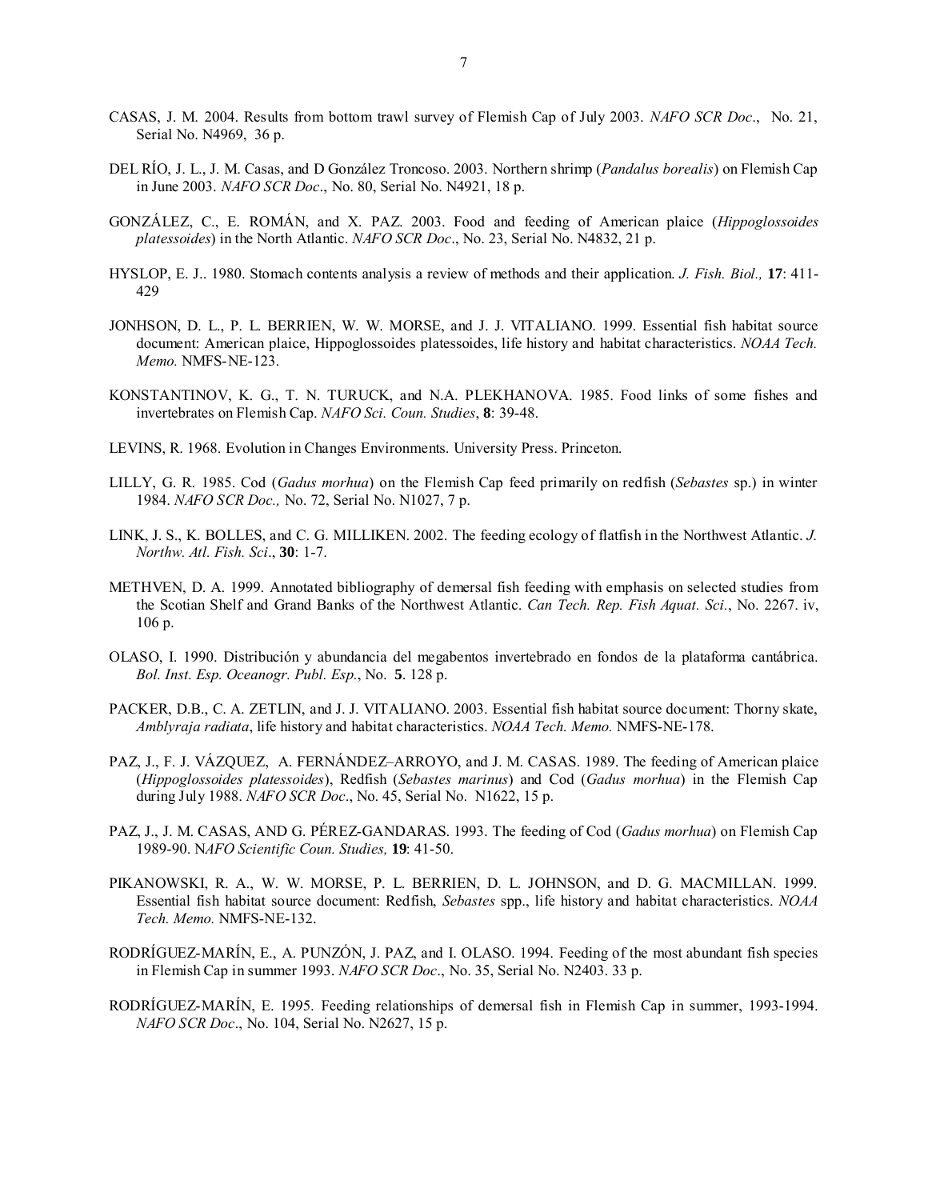CASAS, J. M. 2004. Results from bottom trawl survey of Flemish Cap of July 2003. *NAFO SCR Doc*., No. 21, Serial No. N4969, 36 p.

DEL RÍO, J. L., J. M. Casas, and D González Troncoso. 2003. Northern shrimp (*Pandalus borealis*) on Flemish Cap in June 2003. *NAFO SCR Doc*., No. 80, Serial No. N4921, 18 p.

GONZÁLEZ, C., E. ROMÁN, and X. PAZ. 2003. Food and feeding of American plaice (*Hippoglossoides platessoides*) in the North Atlantic. *NAFO SCR Doc*., No. 23, Serial No. N4832, 21 p.

HYSLOP, E. J.. 1980. Stomach contents analysis a review of methods and their application. *J. Fish. Biol.,* **17**: 411-429

JONHSON, D. L., P. L. BERRIEN, W. W. MORSE, and J. J. VITALIANO. 1999. Essential fish habitat source document: American plaice, Hippoglossoides platessoides, life history and habitat characteristics. *NOAA Tech. Memo.* NMFS-NE-123.

KONSTANTINOV, K. G., T. N. TURUCK, and N.A. PLEKHANOVA. 1985. Food links of some fishes and invertebrates on Flemish Cap. *NAFO Sci. Coun. Studies*, **8**: 39-48.

LEVINS, R. 1968. Evolution in Changes Environments. University Press. Princeton.

LILLY, G. R. 1985. Cod (*Gadus morhua*) on the Flemish Cap feed primarily on redfish (*Sebastes* sp.) in winter 1984. *NAFO SCR Doc.,* No. 72, Serial No. N1027, 7 p.

LINK, J. S., K. BOLLES, and C. G. MILLIKEN. 2002. The feeding ecology of flatfish in the Northwest Atlantic. *J. Northw. Atl. Fish. Sci*., **30**: 1-7.

METHVEN, D. A. 1999. Annotated bibliography of demersal fish feeding with emphasis on selected studies from the Scotian Shelf and Grand Banks of the Northwest Atlantic. *Can Tech. Rep. Fish Aquat. Sci*., No. 2267. iv, 106 p.

OLASO, I. 1990. Distribución y abundancia del megabentos invertebrado en fondos de la plataforma cantábrica. *Bol. Inst. Esp. Oceanogr. Publ. Esp.*, No. **5**. 128 p.

PACKER, D.B., C. A. ZETLIN, and J. J. VITALIANO. 2003. Essential fish habitat source document: Thorny skate, *Amblyraja radiata*, life history and habitat characteristics. *NOAA Tech. Memo.* NMFS-NE-178.

PAZ, J., F. J. VÁZQUEZ, A. FERNÁNDEZ–ARROYO, and J. M. CASAS. 1989. The feeding of American plaice (*Hippoglossoides platessoides*), Redfish (*Sebastes marinus*) and Cod (*Gadus morhua*) in the Flemish Cap during July 1988. *NAFO SCR Doc*., No. 45, Serial No. N1622, 15 p.

PAZ, J., J. M. CASAS, AND G. PÉREZ-GANDARAS. 1993. The feeding of Cod (*Gadus morhua*) on Flemish Cap 1989-90. N*AFO Scientific Coun. Studies,* **19**: 41-50.

PIKANOWSKI, R. A., W. W. MORSE, P. L. BERRIEN, D. L. JOHNSON, and D. G. MACMILLAN. 1999. Essential fish habitat source document: Redfish, *Sebastes* spp., life history and habitat characteristics. *NOAA Tech. Memo.* NMFS-NE-132.

RODRÍGUEZ-MARÍN, E., A. PUNZÓN, J. PAZ, and I. OLASO. 1994. Feeding of the most abundant fish species in Flemish Cap in summer 1993. *NAFO SCR Doc*., No. 35, Serial No. N2403. 33 p.

RODRÍGUEZ-MARÍN, E. 1995. Feeding relationships of demersal fish in Flemish Cap in summer, 1993-1994. *NAFO SCR Doc*., No. 104, Serial No. N2627, 15 p.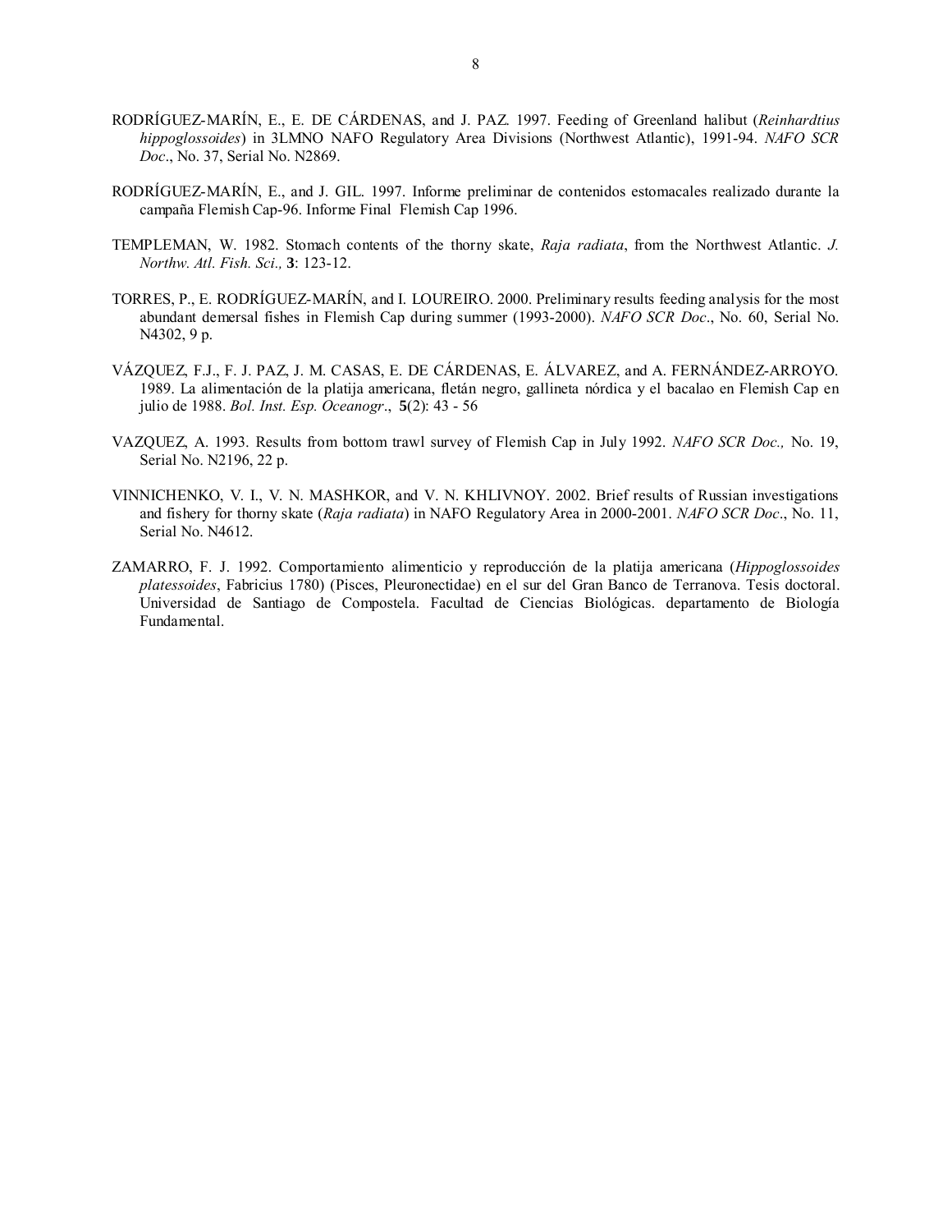RODRÍGUEZ-MARÍN, E., E. DE CÁRDENAS, and J. PAZ. 1997. Feeding of Greenland halibut (*Reinhardtius hippoglossoides*) in 3LMNO NAFO Regulatory Area Divisions (Northwest Atlantic), 1991-94. *NAFO SCR Doc*., No. 37, Serial No. N2869.

RODRÍGUEZ-MARÍN, E., and J. GIL. 1997. Informe preliminar de contenidos estomacales realizado durante la campaña Flemish Cap-96. Informe Final Flemish Cap 1996.

TEMPLEMAN, W. 1982. Stomach contents of the thorny skate, *Raja radiata*, from the Northwest Atlantic. *J. Northw. Atl. Fish. Sci.,* **3**: 123-12.

TORRES, P., E. RODRÍGUEZ-MARÍN, and I. LOUREIRO. 2000. Preliminary results feeding analysis for the most abundant demersal fishes in Flemish Cap during summer (1993-2000). *NAFO SCR Doc*., No. 60, Serial No. N4302, 9 p.

VÁZQUEZ, F.J., F. J. PAZ, J. M. CASAS, E. DE CÁRDENAS, E. ÁLVAREZ, and A. FERNÁNDEZ-ARROYO. 1989. La alimentación de la platija americana, fletán negro, gallineta nórdica y el bacalao en Flemish Cap en julio de 1988. *Bol. Inst. Esp. Oceanogr*., **5**(2): 43 - 56

VAZQUEZ, A. 1993. Results from bottom trawl survey of Flemish Cap in July 1992. *NAFO SCR Doc.,* No. 19, Serial No. N2196, 22 p.

VINNICHENKO, V. I., V. N. MASHKOR, and V. N. KHLIVNOY. 2002. Brief results of Russian investigations and fishery for thorny skate (*Raja radiata*) in NAFO Regulatory Area in 2000-2001. *NAFO SCR Doc*., No. 11, Serial No. N4612.

ZAMARRO, F. J. 1992. Comportamiento alimenticio y reproducción de la platija americana (*Hippoglossoides platessoides*, Fabricius 1780) (Pisces, Pleuronectidae) en el sur del Gran Banco de Terranova. Tesis doctoral. Universidad de Santiago de Compostela. Facultad de Ciencias Biológicas. departamento de Biología Fundamental.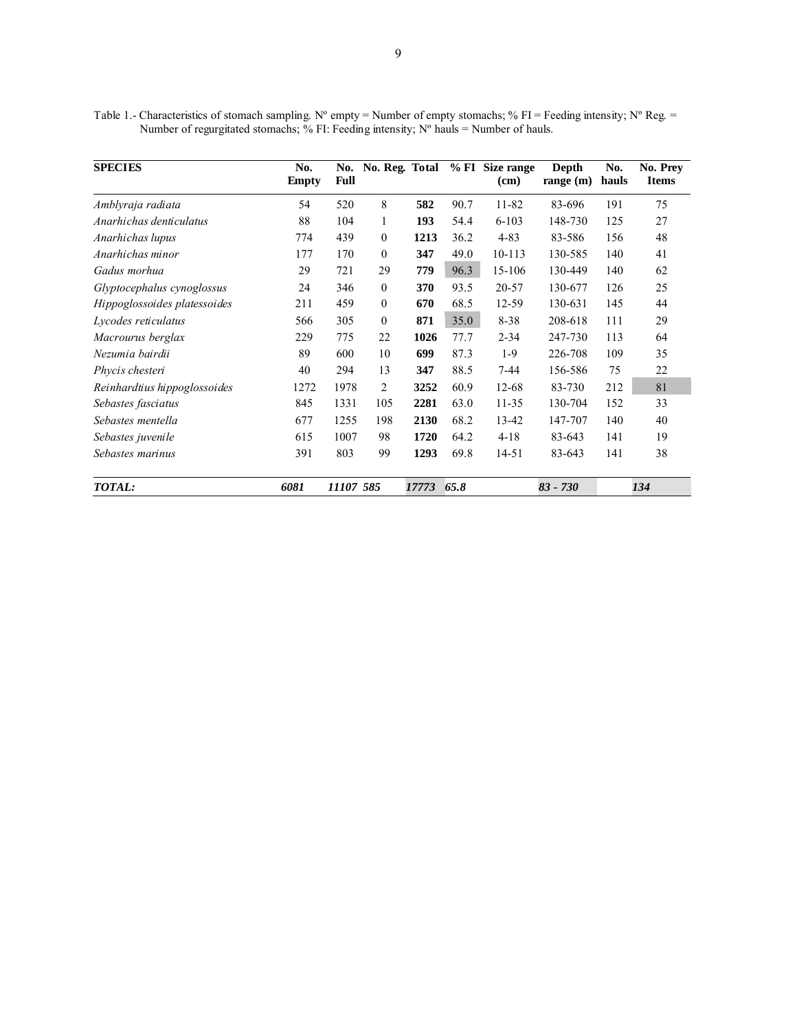Table 1.- Characteristics of stomach sampling. Nº empty = Number of empty stomachs; % FI = Feeding intensity; Nº Reg. = Number of regurgitated stomachs; % FI: Feeding intensity; Nº hauls = Number of hauls.

| SPECIES | No. Empty | No. Full | No. Reg. | Total | % FI | Size range (cm) | Depth range (m) | No. hauls | No. Prey Items |
|---|---|---|---|---|---|---|---|---|---|
| *Amblyraja radiata* | 54 | 520 | 8 | **582** | 90.7 | 11-82 | 83-696 | 191 | 75 |
| *Anarhichas denticulatus* | 88 | 104 | 1 | **193** | 54.4 | 6-103 | 148-730 | 125 | 27 |
| *Anarhichas lupus* | 774 | 439 | 0 | **1213** | 36.2 | 4-83 | 83-586 | 156 | 48 |
| *Anarhichas minor* | 177 | 170 | 0 | **347** | 49.0 | 10-113 | 130-585 | 140 | 41 |
| *Gadus morhua* | 29 | 721 | 29 | **779** | 96.3 | 15-106 | 130-449 | 140 | 62 |
| *Glyptocephalus cynoglossus* | 24 | 346 | 0 | **370** | 93.5 | 20-57 | 130-677 | 126 | 25 |
| *Hippoglossoides platessoides* | 211 | 459 | 0 | **670** | 68.5 | 12-59 | 130-631 | 145 | 44 |
| *Lycodes reticulatus* | 566 | 305 | 0 | **871** | 35.0 | 8-38 | 208-618 | 111 | 29 |
| *Macrourus berglax* | 229 | 775 | 22 | **1026** | 77.7 | 2-34 | 247-730 | 113 | 64 |
| *Nezumia bairdii* | 89 | 600 | 10 | **699** | 87.3 | 1-9 | 226-708 | 109 | 35 |
| *Phycis chesteri* | 40 | 294 | 13 | **347** | 88.5 | 7-44 | 156-586 | 75 | 22 |
| *Reinhardtius hippoglossoides* | 1272 | 1978 | 2 | **3252** | 60.9 | 12-68 | 83-730 | 212 | 81 |
| *Sebastes fasciatus* | 845 | 1331 | 105 | **2281** | 63.0 | 11-35 | 130-704 | 152 | 33 |
| *Sebastes mentella* | 677 | 1255 | 198 | **2130** | 68.2 | 13-42 | 147-707 | 140 | 40 |
| *Sebastes juvenile* | 615 | 1007 | 98 | **1720** | 64.2 | 4-18 | 83-643 | 141 | 19 |
| *Sebastes marinus* | 391 | 803 | 99 | **1293** | 69.8 | 14-51 | 83-643 | 141 | 38 |
| ***TOTAL:*** | ***6081*** | ***11107*** | ***585*** | ***17773*** | ***65.8*** | | ***83 - 730*** | | ***134*** |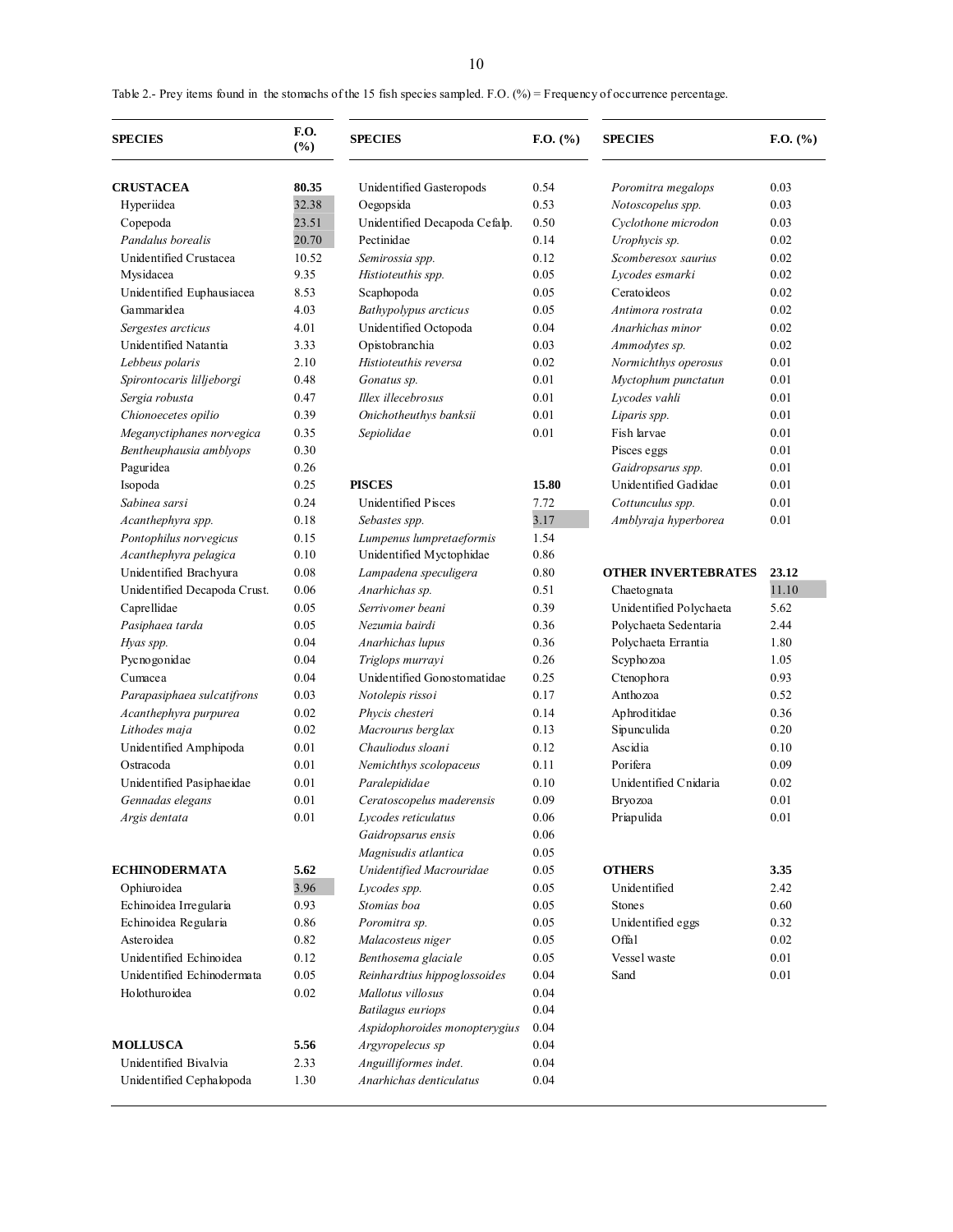Table 2.- Prey items found in the stomachs of the 15 fish species sampled. F.O. (%) = Frequency of occurrence percentage.

| SPECIES | F.O. (%) | SPECIES | F.O. (%) | SPECIES | F.O. (%) |
|---|---|---|---|---|---|
| **CRUSTACEA** | **80.35** | Unidentified Gasteropods | 0.54 | *Poromitra megalops* | 0.03 |
| Hyperiidea | 32.38 | Oegopsida | 0.53 | *Notoscopelus spp.* | 0.03 |
| Copepoda | 23.51 | Unidentified Decapoda Cefalp. | 0.50 | *Cyclothone microdon* | 0.03 |
| *Pandalus borealis* | 20.70 | Pectinidae | 0.14 | *Urophycis sp.* | 0.02 |
| Unidentified Crustacea | 10.52 | *Semirossia spp.* | 0.12 | *Scomberesox saurius* | 0.02 |
| Mysidacea | 9.35 | *Histioteuthis spp.* | 0.05 | *Lycodes esmarki* | 0.02 |
| Unidentified Euphausiacea | 8.53 | Scaphopoda | 0.05 | Ceratoideos | 0.02 |
| Gammaridea | 4.03 | *Bathypolypus arcticus* | 0.05 | *Antimora rostrata* | 0.02 |
| *Sergestes arcticus* | 4.01 | Unidentified Octopoda | 0.04 | *Anarhichas minor* | 0.02 |
| Unidentified Natantia | 3.33 | Opistobranchia | 0.03 | *Ammodytes sp.* | 0.02 |
| *Lebbeus polaris* | 2.10 | *Histioteuthis reversa* | 0.02 | *Normichthys operosus* | 0.01 |
| *Spirontocaris lilljeborgi* | 0.48 | *Gonatus sp.* | 0.01 | *Myctophum punctatun* | 0.01 |
| *Sergia robusta* | 0.47 | *Illex illecebrosus* | 0.01 | *Lycodes vahli* | 0.01 |
| *Chionoecetes opilio* | 0.39 | *Onichotheuthys banksii* | 0.01 | *Liparis spp.* | 0.01 |
| *Meganyctiphanes norvegica* | 0.35 | *Sepiolidae* | 0.01 | Fish larvae | 0.01 |
| *Bentheuphausia amblyops* | 0.30 | | | Pisces eggs | 0.01 |
| Paguridea | 0.26 | | | *Gaidropsarus spp.* | 0.01 |
| Isopoda | 0.25 | **PISCES** | **15.80** | Unidentified Gadidae | 0.01 |
| *Sabinea sarsi* | 0.24 | Unidentified Pisces | 7.72 | *Cottunculus spp.* | 0.01 |
| *Acanthephyra spp.* | 0.18 | *Sebastes spp.* | 3.17 | *Amblyraja hyperborea* | 0.01 |
| *Pontophilus norvegicus* | 0.15 | *Lumpenus lumpretaeformis* | 1.54 | | |
| *Acanthephyra pelagica* | 0.10 | Unidentified Myctophidae | 0.86 | | |
| Unidentified Brachyura | 0.08 | *Lampadena speculigera* | 0.80 | **OTHER INVERTEBRATES** | **23.12** |
| Unidentified Decapoda Crust. | 0.06 | *Anarhichas sp.* | 0.51 | Chaetognata | 11.10 |
| Caprellidae | 0.05 | *Serrivomer beani* | 0.39 | Unidentified Polychaeta | 5.62 |
| *Pasiphaea tarda* | 0.05 | *Nezumia bairdi* | 0.36 | Polychaeta Sedentaria | 2.44 |
| *Hyas spp.* | 0.04 | *Anarhichas lupus* | 0.36 | Polychaeta Errantia | 1.80 |
| Pycnogonidae | 0.04 | *Triglops murrayi* | 0.26 | Scyphozoa | 1.05 |
| Cumacea | 0.04 | Unidentified Gonostomatidae | 0.25 | Ctenophora | 0.93 |
| *Parapasiphaea sulcatifrons* | 0.03 | *Notolepis rissoi* | 0.17 | Anthozoa | 0.52 |
| *Acanthephyra purpurea* | 0.02 | *Phycis chesteri* | 0.14 | Aphroditidae | 0.36 |
| *Lithodes maja* | 0.02 | *Macrourus berglax* | 0.13 | Sipunculida | 0.20 |
| Unidentified Amphipoda | 0.01 | *Chauliodus sloani* | 0.12 | Ascidia | 0.10 |
| Ostracoda | 0.01 | *Nemichthys scolopaceus* | 0.11 | Porifera | 0.09 |
| Unidentified Pasiphaeidae | 0.01 | *Paralepididae* | 0.10 | Unidentified Cnidaria | 0.02 |
| *Gennadas elegans* | 0.01 | *Ceratoscopelus maderensis* | 0.09 | Bryozoa | 0.01 |
| *Argis dentata* | 0.01 | *Lycodes reticulatus* | 0.06 | Priapulida | 0.01 |
| | | *Gaidropsarus ensis* | 0.06 | | |
| | | *Magnisudis atlantica* | 0.05 | | |
| **ECHINODERMATA** | **5.62** | *Unidentified Macrouridae* | 0.05 | **OTHERS** | **3.35** |
| Ophiuroidea | 3.96 | *Lycodes spp.* | 0.05 | Unidentified | 2.42 |
| Echinoidea Irregularia | 0.93 | *Stomias boa* | 0.05 | Stones | 0.60 |
| Echinoidea Regularia | 0.86 | *Poromitra sp.* | 0.05 | Unidentified eggs | 0.32 |
| Asteroidea | 0.82 | *Malacosteus niger* | 0.05 | Offal | 0.02 |
| Unidentified Echinoidea | 0.12 | *Benthosema glaciale* | 0.05 | Vessel waste | 0.01 |
| Unidentified Echinodermata | 0.05 | *Reinhardtius hippoglossoides* | 0.04 | Sand | 0.01 |
| Holothuroidea | 0.02 | *Mallotus villosus* | 0.04 | | |
| | | *Batilagus euriops* | 0.04 | | |
| | | *Aspidophoroides monopterygius* | 0.04 | | |
| **MOLLUSCA** | **5.56** | *Argyropelecus sp* | 0.04 | | |
| Unidentified Bivalvia | 2.33 | *Anguilliformes indet.* | 0.04 | | |
| Unidentified Cephalopoda | 1.30 | *Anarhichas denticulatus* | 0.04 | | |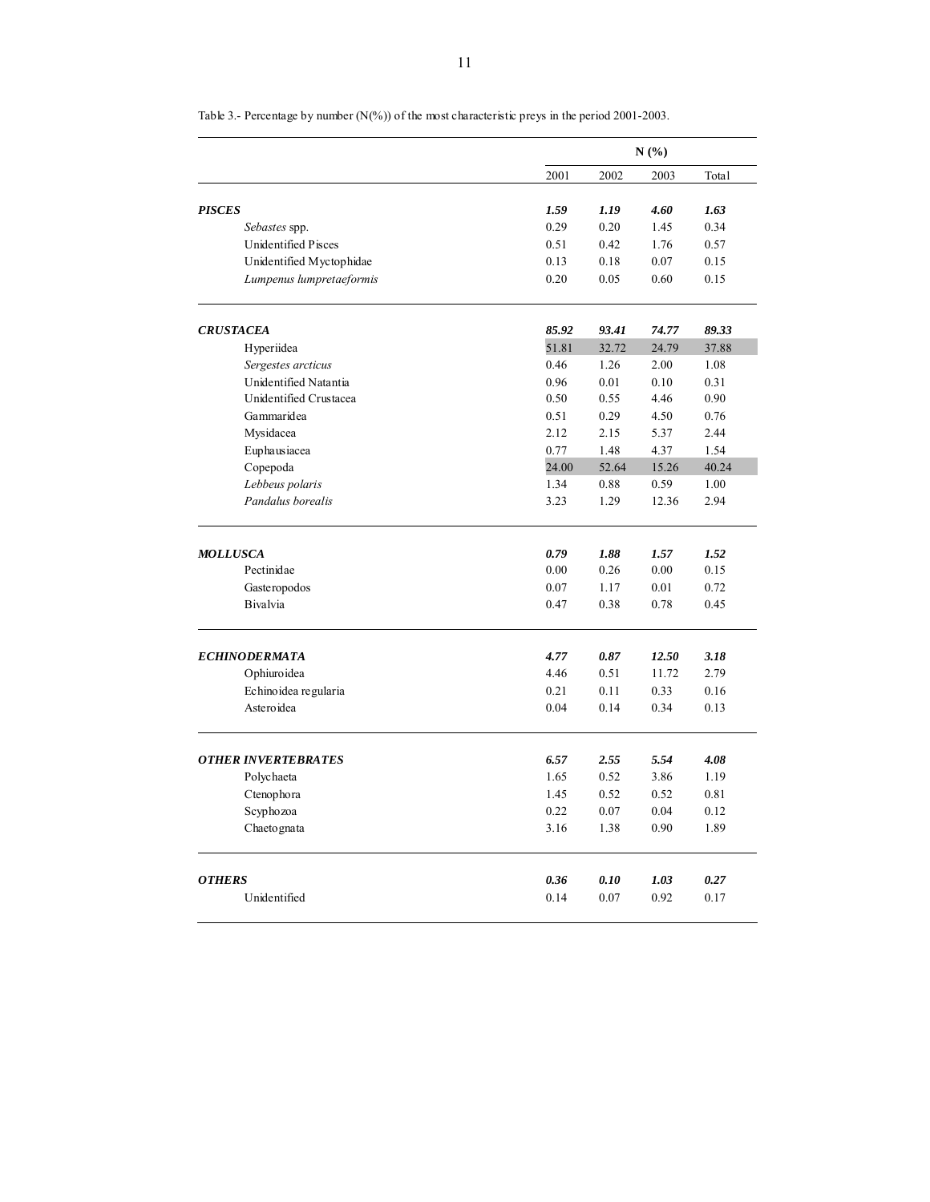Table 3.- Percentage by number (N(%)) of the most characteristic preys in the period 2001-2003.

| | N (%) | | | |
|---|---|---|---|---|
| | 2001 | 2002 | 2003 | Total |
| ***PISCES*** | ***1.59*** | ***1.19*** | ***4.60*** | ***1.63*** |
| *Sebastes* spp. | 0.29 | 0.20 | 1.45 | 0.34 |
| Unidentified Pisces | 0.51 | 0.42 | 1.76 | 0.57 |
| Unidentified Myctophidae | 0.13 | 0.18 | 0.07 | 0.15 |
| *Lumpenus lumpretaeformis* | 0.20 | 0.05 | 0.60 | 0.15 |
| ***CRUSTACEA*** | ***85.92*** | ***93.41*** | ***74.77*** | ***89.33*** |
| Hyperiidea | 51.81 | 32.72 | 24.79 | 37.88 |
| *Sergestes arcticus* | 0.46 | 1.26 | 2.00 | 1.08 |
| Unidentified Natantia | 0.96 | 0.01 | 0.10 | 0.31 |
| Unidentified Crustacea | 0.50 | 0.55 | 4.46 | 0.90 |
| Gammaridea | 0.51 | 0.29 | 4.50 | 0.76 |
| Mysidacea | 2.12 | 2.15 | 5.37 | 2.44 |
| Euphausiacea | 0.77 | 1.48 | 4.37 | 1.54 |
| Copepoda | 24.00 | 52.64 | 15.26 | 40.24 |
| *Lebbeus polaris* | 1.34 | 0.88 | 0.59 | 1.00 |
| *Pandalus borealis* | 3.23 | 1.29 | 12.36 | 2.94 |
| ***MOLLUSCA*** | ***0.79*** | ***1.88*** | ***1.57*** | ***1.52*** |
| Pectinidae | 0.00 | 0.26 | 0.00 | 0.15 |
| Gasteropodos | 0.07 | 1.17 | 0.01 | 0.72 |
| Bivalvia | 0.47 | 0.38 | 0.78 | 0.45 |
| ***ECHINODERMATA*** | ***4.77*** | ***0.87*** | ***12.50*** | ***3.18*** |
| Ophiuroidea | 4.46 | 0.51 | 11.72 | 2.79 |
| Echinoidea regularia | 0.21 | 0.11 | 0.33 | 0.16 |
| Asteroidea | 0.04 | 0.14 | 0.34 | 0.13 |
| ***OTHER INVERTEBRATES*** | ***6.57*** | ***2.55*** | ***5.54*** | ***4.08*** |
| Polychaeta | 1.65 | 0.52 | 3.86 | 1.19 |
| Ctenophora | 1.45 | 0.52 | 0.52 | 0.81 |
| Scyphozoa | 0.22 | 0.07 | 0.04 | 0.12 |
| Chaetognata | 3.16 | 1.38 | 0.90 | 1.89 |
| ***OTHERS*** | ***0.36*** | ***0.10*** | ***1.03*** | ***0.27*** |
| Unidentified | 0.14 | 0.07 | 0.92 | 0.17 |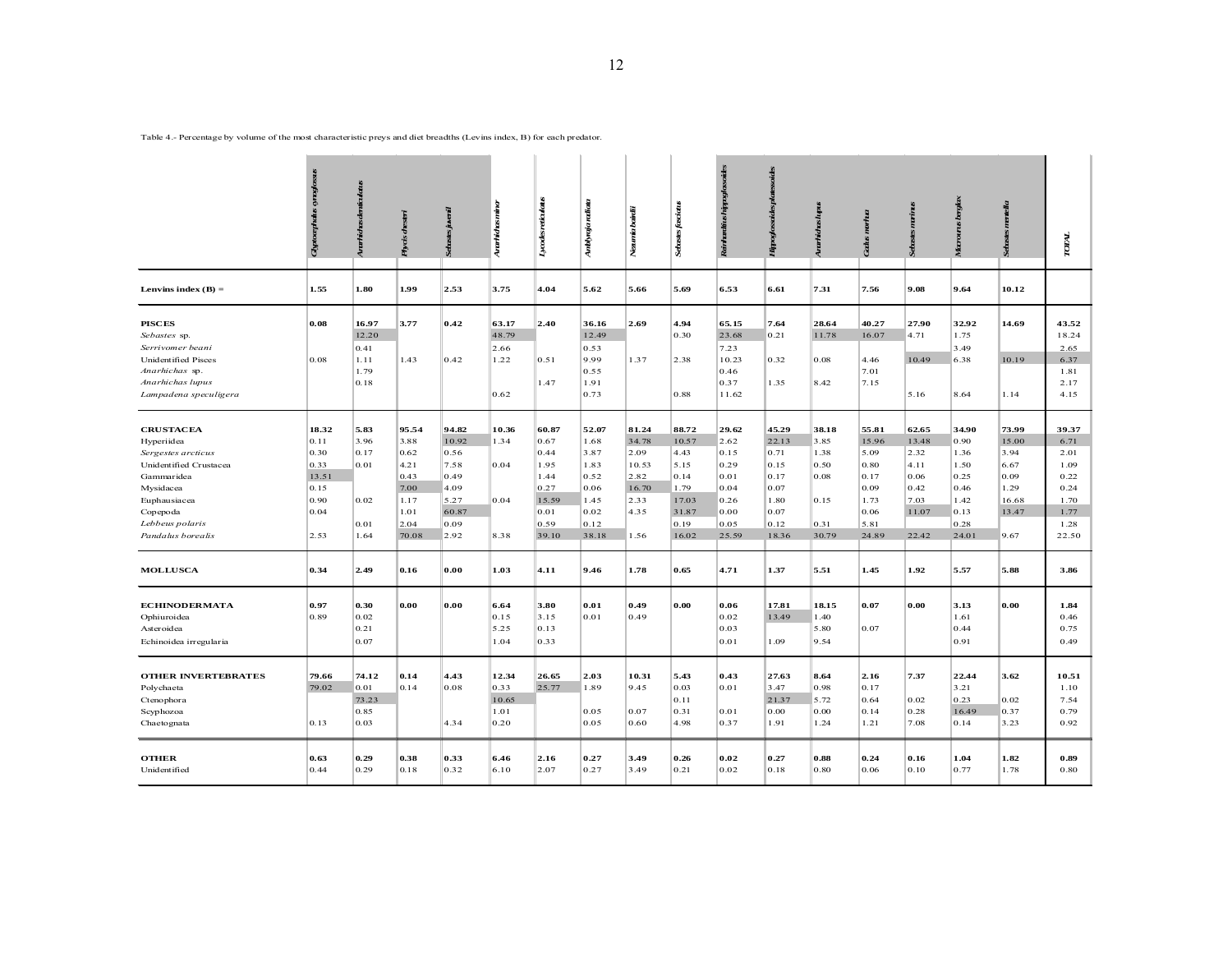Table 4.- Percentage by volume of the most characteristic preys and diet breadths (Levins index, B) for each predator.

| | *Glyptocephalus cynoglossus* | *Anarhichas denticulatus* | *Phycis chesteri* | *Sebastes juvenil* | *Anarhichas minor* | *Lycodes reticulatus* | *Amblyraja radiata* | *Nezumia bairdii* | *Sebastes fasciatus* | *Reinhardtius hippoglossoides* | *Hippoglossoides platessoides* | *Anarhichas lupus* | *Gadus morhua* | *Sebastes marinus* | *Macrourus berglax* | *Sebastes mentella* | TOTAL |
|---|---|---|---|---|---|---|---|---|---|---|---|---|---|---|---|---|---|
| **Lenvins index (B) =** | **1.55** | **1.80** | **1.99** | **2.53** | **3.75** | **4.04** | **5.62** | **5.66** | **5.69** | **6.53** | **6.61** | **7.31** | **7.56** | **9.08** | **9.64** | **10.12** | |
| **PISCES** | **0.08** | **16.97** | **3.77** | **0.42** | **63.17** | **2.40** | **36.16** | **2.69** | **4.94** | **65.15** | **7.64** | **28.64** | **40.27** | **27.90** | **32.92** | **14.69** | **43.52** |
| *Sebastes* sp. | | 12.20 | | | 48.79 | | 12.49 | | 0.30 | 23.68 | 0.21 | 11.78 | 16.07 | 4.71 | 1.75 | | 18.24 |
| *Serrivomer beani* | | 0.41 | | | 2.66 | | 0.53 | | | 7.23 | | | | | 3.49 | | 2.65 |
| Unidentified Pisces | 0.08 | 1.11 | 1.43 | 0.42 | 1.22 | 0.51 | 9.99 | 1.37 | 2.38 | 10.23 | 0.32 | 0.08 | 4.46 | 10.49 | 6.38 | 10.19 | 6.37 |
| *Anarhichas* sp. | | 1.79 | | | | | 0.55 | | | 0.46 | | | 7.01 | | | | 1.81 |
| *Anarhichas lupus* | | 0.18 | | | | 1.47 | 1.91 | | | 0.37 | 1.35 | 8.42 | 7.15 | | | | 2.17 |
| *Lampadena speculigera* | | | | | 0.62 | | 0.73 | | 0.88 | 11.62 | | | | 5.16 | 8.64 | 1.14 | 4.15 |
| **CRUSTACEA** | **18.32** | **5.83** | **95.54** | **94.82** | **10.36** | **60.87** | **52.07** | **81.24** | **88.72** | **29.62** | **45.29** | **38.18** | **55.81** | **62.65** | **34.90** | **73.99** | **39.37** |
| Hyperiidea | 0.11 | 3.96 | 3.88 | 10.92 | 1.34 | 0.67 | 1.68 | 34.78 | 10.57 | 2.62 | 22.13 | 3.85 | 15.96 | 13.48 | 0.90 | 15.00 | 6.71 |
| *Sergestes arcticus* | 0.30 | 0.17 | 0.62 | 0.56 | | 0.44 | 3.87 | 2.09 | 4.43 | 0.15 | 0.71 | 1.38 | 5.09 | 2.32 | 1.36 | 3.94 | 2.01 |
| Unidentified Crustacea | 0.33 | 0.01 | 4.21 | 7.58 | 0.04 | 1.95 | 1.83 | 10.53 | 5.15 | 0.29 | 0.15 | 0.50 | 0.80 | 4.11 | 1.50 | 6.67 | 1.09 |
| Gammaridea | 13.51 | | 0.43 | 0.49 | | 1.44 | 0.52 | 2.82 | 0.14 | 0.01 | 0.17 | 0.08 | 0.17 | 0.06 | 0.25 | 0.09 | 0.22 |
| Mysidacea | 0.15 | | 7.00 | 4.09 | | 0.27 | 0.06 | 16.70 | 1.79 | 0.04 | 0.07 | | 0.09 | 0.42 | 0.46 | 1.29 | 0.24 |
| Euphausiacea | 0.90 | 0.02 | 1.17 | 5.27 | 0.04 | 15.59 | 1.45 | 2.33 | 17.03 | 0.26 | 1.80 | 0.15 | 1.73 | 7.03 | 1.42 | 16.68 | 1.70 |
| Copepoda | 0.04 | | 1.01 | 60.87 | | 0.01 | 0.02 | 4.35 | 31.87 | 0.00 | 0.07 | | 0.06 | 11.07 | 0.13 | 13.47 | 1.77 |
| *Lebbeus polaris* | | 0.01 | 2.04 | 0.09 | | 0.59 | 0.12 | | 0.19 | 0.05 | 0.12 | 0.31 | 5.81 | | 0.28 | | 1.28 |
| *Pandalus borealis* | 2.53 | 1.64 | 70.08 | 2.92 | 8.38 | 39.10 | 38.18 | 1.56 | 16.02 | 25.59 | 18.36 | 30.79 | 24.89 | 22.42 | 24.01 | 9.67 | 22.50 |
| **MOLLUSCA** | **0.34** | **2.49** | **0.16** | **0.00** | **1.03** | **4.11** | **9.46** | **1.78** | **0.65** | **4.71** | **1.37** | **5.51** | **1.45** | **1.92** | **5.57** | **5.88** | **3.86** |
| **ECHINODERMATA** | **0.97** | **0.30** | **0.00** | **0.00** | **6.64** | **3.80** | **0.01** | **0.49** | **0.00** | **0.06** | **17.81** | **18.15** | **0.07** | **0.00** | **3.13** | **0.00** | **1.84** |
| Ophiuroidea | 0.89 | 0.02 | | | 0.15 | 3.15 | 0.01 | 0.49 | | 0.02 | 13.49 | 1.40 | | | 1.61 | | 0.46 |
| Asteroidea | | 0.21 | | | 5.25 | 0.13 | | | | 0.03 | | 5.80 | 0.07 | | 0.44 | | 0.75 |
| Echinoidea irregularia | | 0.07 | | | 1.04 | 0.33 | | | | 0.01 | 1.09 | 9.54 | | | 0.91 | | 0.49 |
| **OTHER INVERTEBRATES** | **79.66** | **74.12** | **0.14** | **4.43** | **12.34** | **26.65** | **2.03** | **10.31** | **5.43** | **0.43** | **27.63** | **8.64** | **2.16** | **7.37** | **22.44** | **3.62** | **10.51** |
| Polychaeta | 79.02 | 0.01 | 0.14 | 0.08 | 0.33 | 25.77 | 1.89 | 9.45 | 0.03 | 0.01 | 3.47 | 0.98 | 0.17 | | 3.21 | | 1.10 |
| Ctenophora | | 73.23 | | | 10.65 | | | | 0.11 | | 21.37 | 5.72 | 0.64 | 0.02 | 0.23 | 0.02 | 7.54 |
| Scyphozoa | | 0.85 | | | 1.01 | | 0.05 | 0.07 | 0.31 | 0.01 | 0.00 | 0.00 | 0.14 | 0.28 | 16.49 | 0.37 | 0.79 |
| Chaetognata | 0.13 | 0.03 | | 4.34 | 0.20 | | 0.05 | 0.60 | 4.98 | 0.37 | 1.91 | 1.24 | 1.21 | 7.08 | 0.14 | 3.23 | 0.92 |
| **OTHER** | **0.63** | **0.29** | **0.38** | **0.33** | **6.46** | **2.16** | **0.27** | **3.49** | **0.26** | **0.02** | **0.27** | **0.88** | **0.24** | **0.16** | **1.04** | **1.82** | **0.89** |
| Unidentified | 0.44 | 0.29 | 0.18 | 0.32 | 6.10 | 2.07 | 0.27 | 3.49 | 0.21 | 0.02 | 0.18 | 0.80 | 0.06 | 0.10 | 0.77 | 1.78 | 0.80 |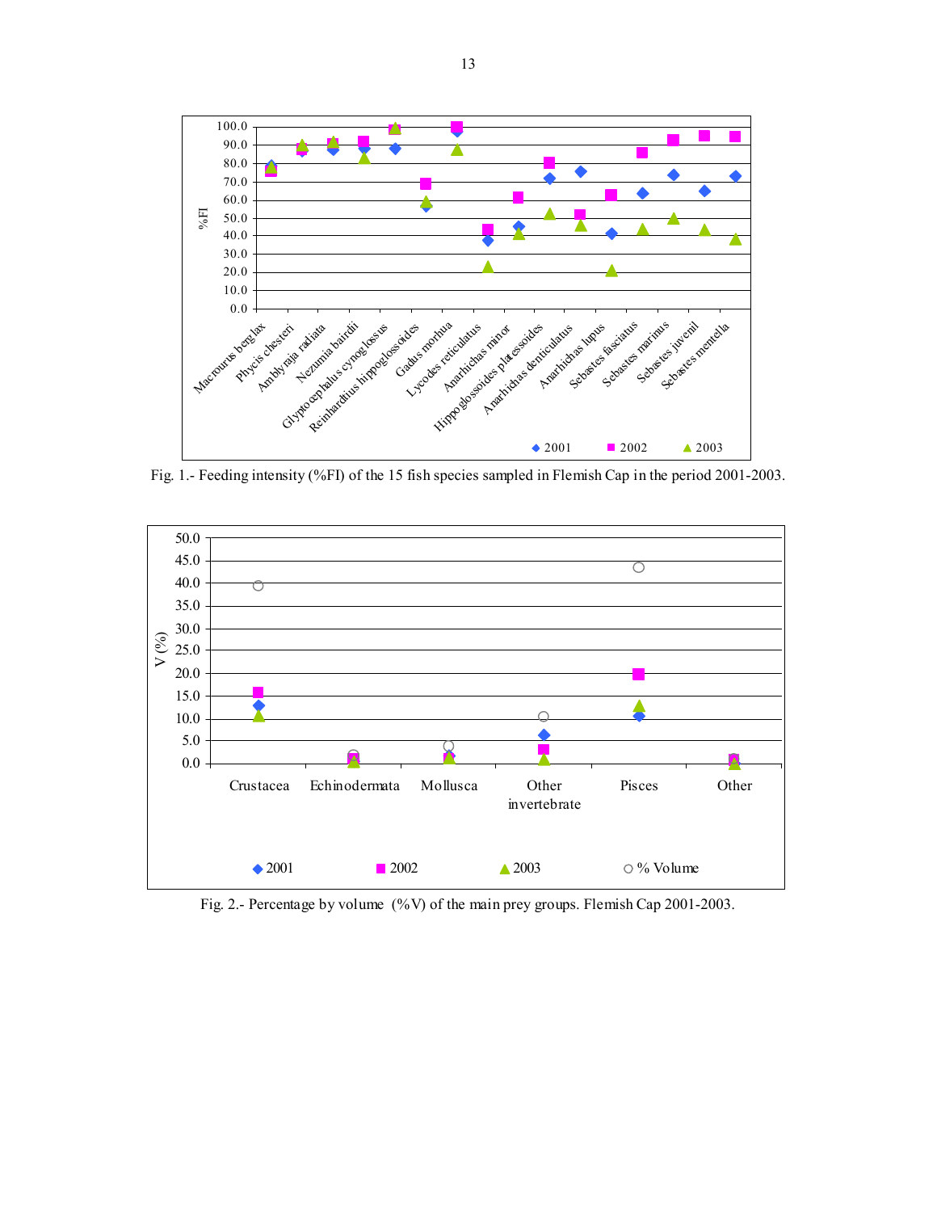Fig. 1.- Feeding intensity (%FI) of the 15 fish species sampled in Flemish Cap in the period 2001-2003.

Fig. 2.- Percentage by volume (%V) of the main prey groups. Flemish Cap 2001-2003.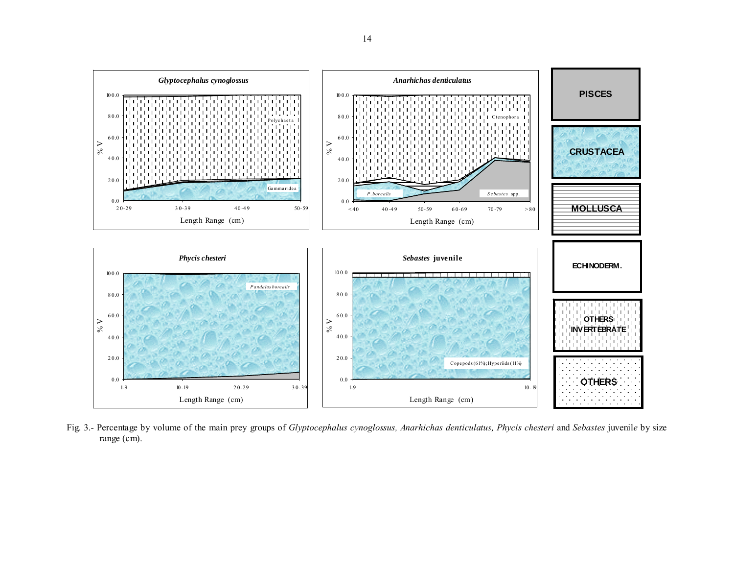Fig. 3.- Percentage by volume of the main prey groups of *Glyptocephalus cynoglossus, Anarhichas denticulatus, Phycis chesteri* and *Sebastes* juvenile by size range (cm).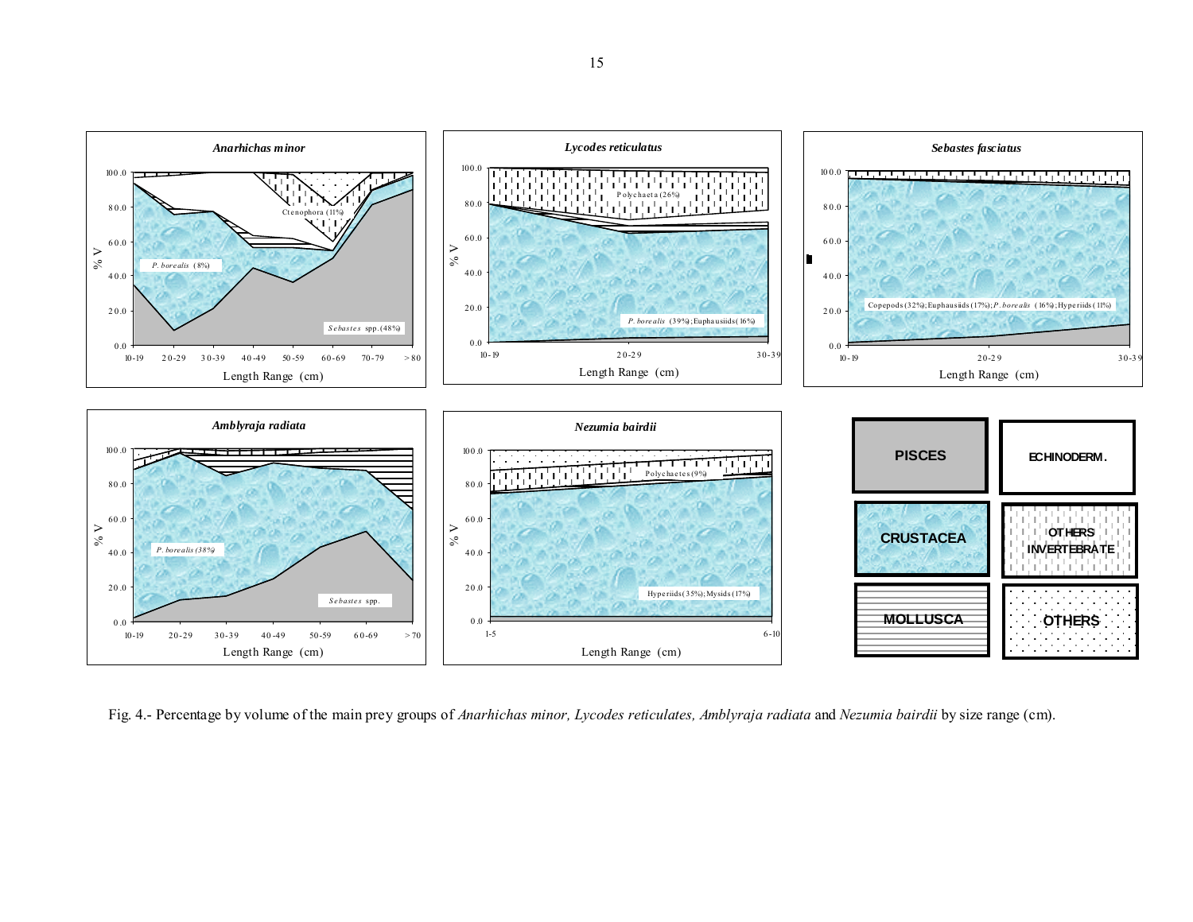Fig. 4.- Percentage by volume of the main prey groups of *Anarhichas minor, Lycodes reticulates, Amblyraja radiata* and *Nezumia bairdii* by size range (cm).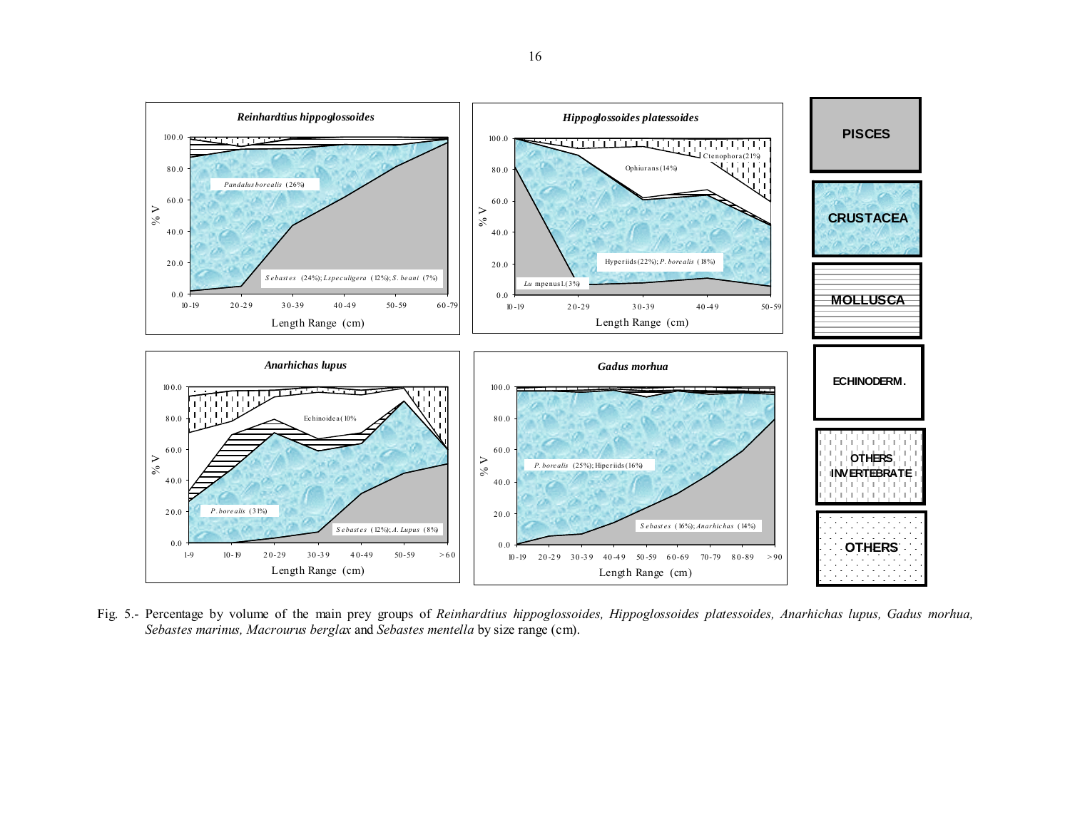Fig. 5.- Percentage by volume of the main prey groups of *Reinhardtius hippoglossoides, Hippoglossoides platessoides, Anarhichas lupus, Gadus morhua, Sebastes marinus, Macrourus berglax* and *Sebastes mentella* by size range (cm).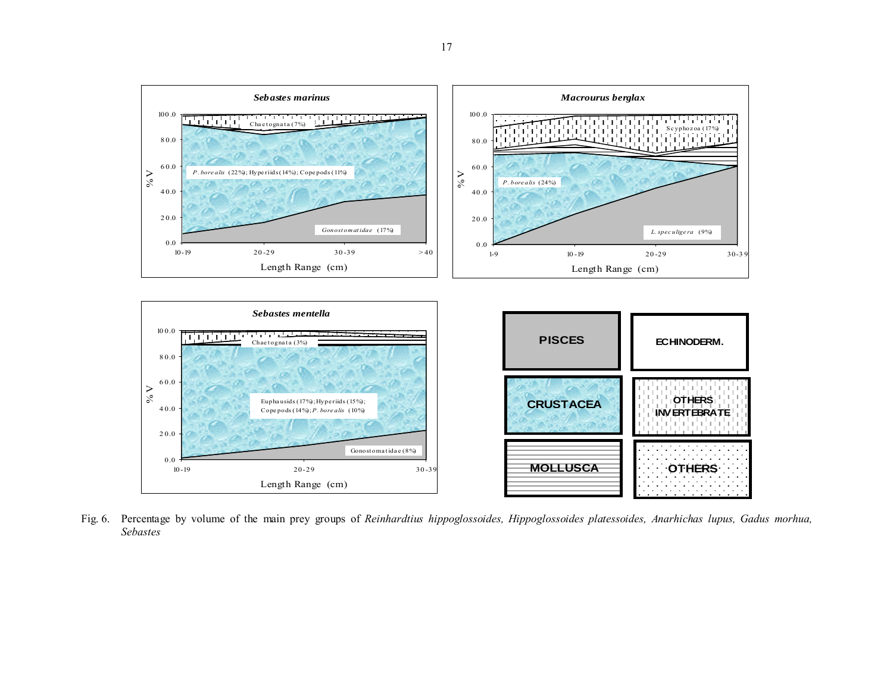**Sebastes marinus**

100.0
80.0
60.0
40.0
20.0
0.0

% V

Chaetognata (7%)

*P. borealis* (22%); Hyperiids (14%); Copepods (11%)

*Gonostomatidae* (17%)

10-19 20-29 30-39 >40

Length Range (cm)

**Macrourus berglax**

100.0
80.0
60.0
40.0
20.0
0.0

% V

Scyphozoa (17%)

*P. borealis* (24%)

*L. speculigera* (9%)

1-9 10-19 20-29 30-39

Length Range (cm)

**Sebastes mentella**

100.0
80.0
60.0
40.0
20.0
0.0

% V

Chaetognata (3%)

Euphausids (17%); Hyperiids (15%); Copepods (14%); *P. borealis* (10%)

Gonostomatidae (8%)

10-19 20-29 30-39

Length Range (cm)

PISCES

ECHINODERM.

CRUSTACEA

OTHERS INVERTEBRATE

MOLLUSCA

OTHERS

Fig. 6. Percentage by volume of the main prey groups of *Reinhardtius hippoglossoides, Hippoglossoides platessoides, Anarhichas lupus, Gadus morhua, Sebastes*